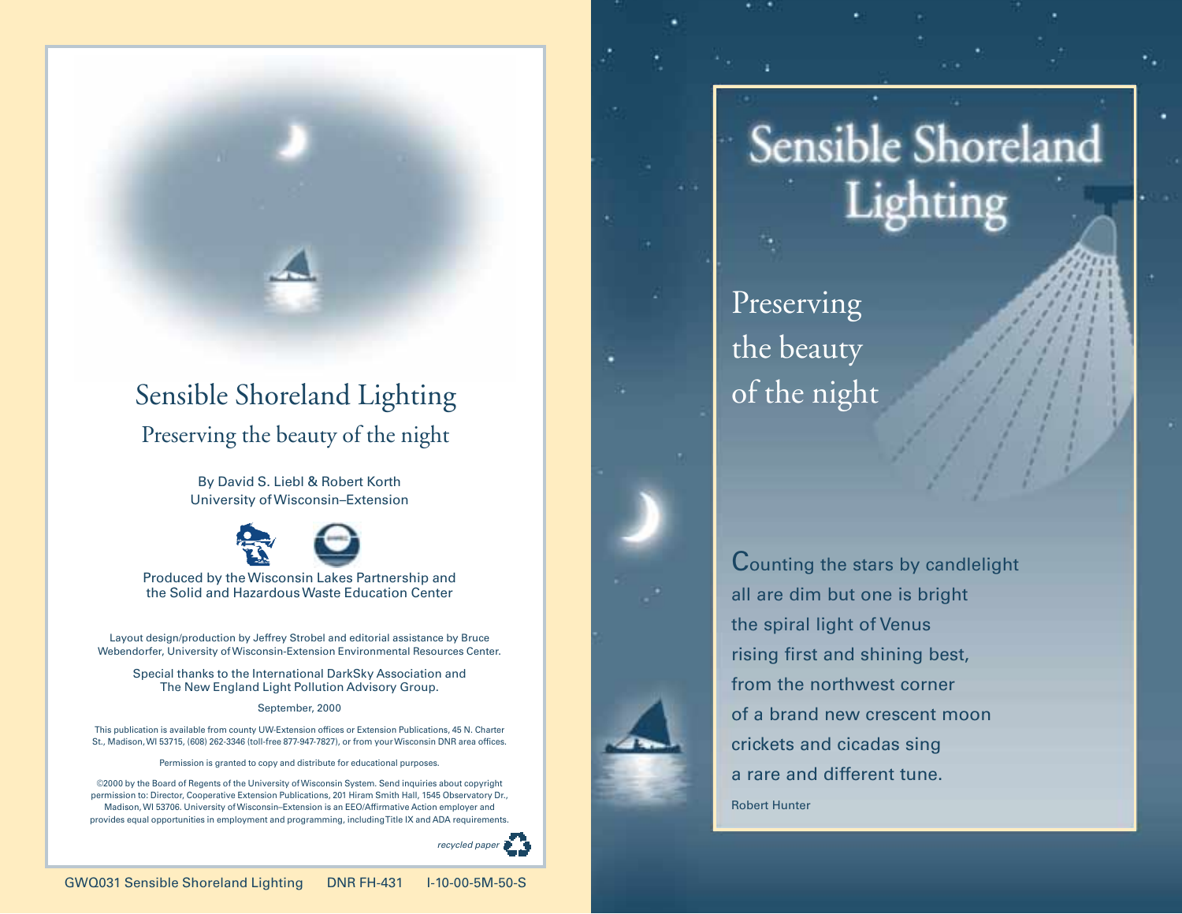# Sensible Shoreland Lighting

## Preserving the beauty of the night

By David S. Liebl & Robert Korth
University of Wisconsin–Extension

Produced by the Wisconsin Lakes Partnership and the Solid and Hazardous Waste Education Center

Layout design/production by Jeffrey Strobel and editorial assistance by Bruce Webendorfer, University of Wisconsin-Extension Environmental Resources Center.

Special thanks to the International DarkSky Association and The New England Light Pollution Advisory Group.

September, 2000

This publication is available from county UW-Extension offices or Extension Publications, 45 N. Charter St., Madison, WI 53715, (608) 262-3346 (toll-free 877-947-7827), or from your Wisconsin DNR area offices.

Permission is granted to copy and distribute for educational purposes.

©2000 by the Board of Regents of the University of Wisconsin System. Send inquiries about copyright permission to: Director, Cooperative Extension Publications, 201 Hiram Smith Hall, 1545 Observatory Dr., Madison, WI 53706. University of Wisconsin–Extension is an EEO/Affirmative Action employer and provides equal opportunities in employment and programming, including Title IX and ADA requirements.

*recycled paper*

GWQ031 Sensible Shoreland Lighting DNR FH-431 I-10-00-5M-50-S

# Sensible Shoreland Lighting

## Preserving the beauty of the night

Counting the stars by candlelight
all are dim but one is bright
the spiral light of Venus
rising first and shining best,
from the northwest corner
of a brand new crescent moon
crickets and cicadas sing
a rare and different tune.

Robert Hunter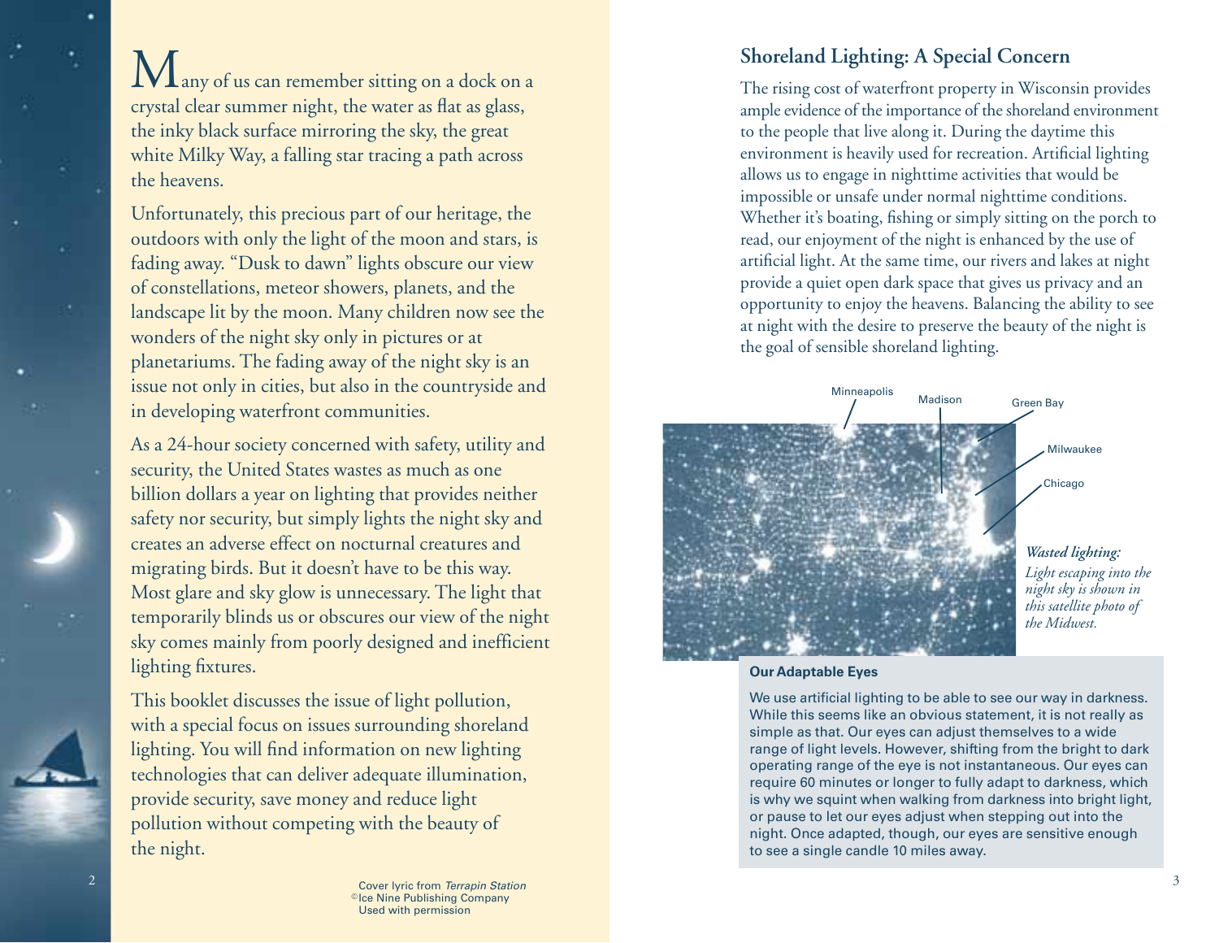Many of us can remember sitting on a dock on a crystal clear summer night, the water as flat as glass, the inky black surface mirroring the sky, the great white Milky Way, a falling star tracing a path across the heavens.

Unfortunately, this precious part of our heritage, the outdoors with only the light of the moon and stars, is fading away. "Dusk to dawn" lights obscure our view of constellations, meteor showers, planets, and the landscape lit by the moon. Many children now see the wonders of the night sky only in pictures or at planetariums. The fading away of the night sky is an issue not only in cities, but also in the countryside and in developing waterfront communities.

As a 24-hour society concerned with safety, utility and security, the United States wastes as much as one billion dollars a year on lighting that provides neither safety nor security, but simply lights the night sky and creates an adverse effect on nocturnal creatures and migrating birds. But it doesn't have to be this way. Most glare and sky glow is unnecessary. The light that temporarily blinds us or obscures our view of the night sky comes mainly from poorly designed and inefficient lighting fixtures.

This booklet discusses the issue of light pollution, with a special focus on issues surrounding shoreland lighting. You will find information on new lighting technologies that can deliver adequate illumination, provide security, save money and reduce light pollution without competing with the beauty of the night.

Cover lyric from *Terrapin Station*
©Ice Nine Publishing Company
Used with permission

## Shoreland Lighting: A Special Concern

The rising cost of waterfront property in Wisconsin provides ample evidence of the importance of the shoreland environment to the people that live along it. During the daytime this environment is heavily used for recreation. Artificial lighting allows us to engage in nighttime activities that would be impossible or unsafe under normal nighttime conditions. Whether it's boating, fishing or simply sitting on the porch to read, our enjoyment of the night is enhanced by the use of artificial light. At the same time, our rivers and lakes at night provide a quiet open dark space that gives us privacy and an opportunity to enjoy the heavens. Balancing the ability to see at night with the desire to preserve the beauty of the night is the goal of sensible shoreland lighting.

Minneapolis, Madison, Green Bay, Milwaukee, Chicago

***Wasted lighting:*** *Light escaping into the night sky is shown in this satellite photo of the Midwest.*

**Our Adaptable Eyes**

We use artificial lighting to be able to see our way in darkness. While this seems like an obvious statement, it is not really as simple as that. Our eyes can adjust themselves to a wide range of light levels. However, shifting from the bright to dark operating range of the eye is not instantaneous. Our eyes can require 60 minutes or longer to fully adapt to darkness, which is why we squint when walking from darkness into bright light, or pause to let our eyes adjust when stepping out into the night. Once adapted, though, our eyes are sensitive enough to see a single candle 10 miles away.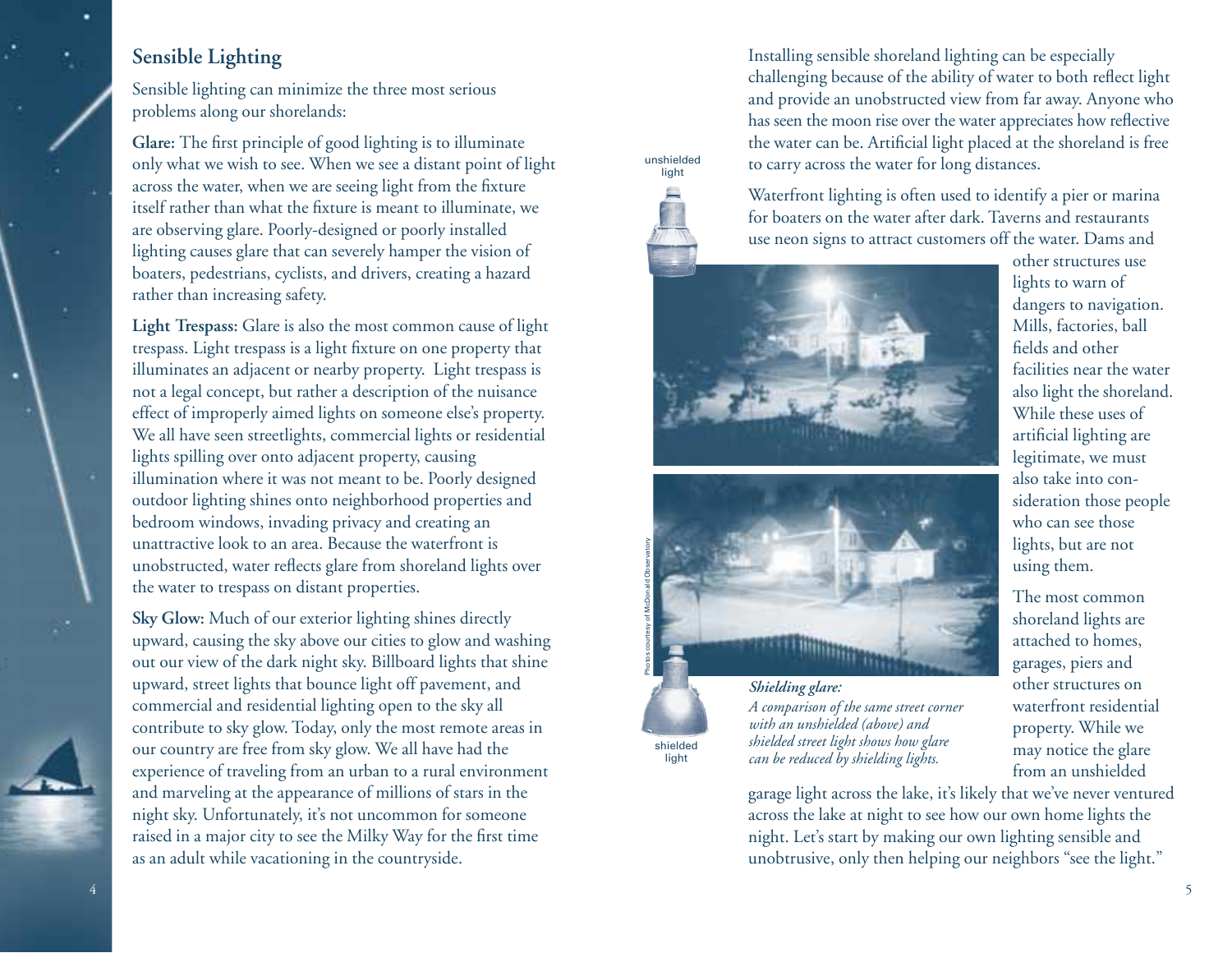## Sensible Lighting

Sensible lighting can minimize the three most serious problems along our shorelands:

**Glare:** The first principle of good lighting is to illuminate only what we wish to see. When we see a distant point of light across the water, when we are seeing light from the fixture itself rather than what the fixture is meant to illuminate, we are observing glare. Poorly-designed or poorly installed lighting causes glare that can severely hamper the vision of boaters, pedestrians, cyclists, and drivers, creating a hazard rather than increasing safety.

**Light Trespass:** Glare is also the most common cause of light trespass. Light trespass is a light fixture on one property that illuminates an adjacent or nearby property. Light trespass is not a legal concept, but rather a description of the nuisance effect of improperly aimed lights on someone else's property. We all have seen streetlights, commercial lights or residential lights spilling over onto adjacent property, causing illumination where it was not meant to be. Poorly designed outdoor lighting shines onto neighborhood properties and bedroom windows, invading privacy and creating an unattractive look to an area. Because the waterfront is unobstructed, water reflects glare from shoreland lights over the water to trespass on distant properties.

**Sky Glow:** Much of our exterior lighting shines directly upward, causing the sky above our cities to glow and washing out our view of the dark night sky. Billboard lights that shine upward, street lights that bounce light off pavement, and commercial and residential lighting open to the sky all contribute to sky glow. Today, only the most remote areas in our country are free from sky glow. We all have had the experience of traveling from an urban to a rural environment and marveling at the appearance of millions of stars in the night sky. Unfortunately, it's not uncommon for someone raised in a major city to see the Milky Way for the first time as an adult while vacationing in the countryside.

Installing sensible shoreland lighting can be especially challenging because of the ability of water to both reflect light and provide an unobstructed view from far away. Anyone who has seen the moon rise over the water appreciates how reflective the water can be. Artificial light placed at the shoreland is free to carry across the water for long distances.

Waterfront lighting is often used to identify a pier or marina for boaters on the water after dark. Taverns and restaurants use neon signs to attract customers off the water. Dams and other structures use lights to warn of dangers to navigation. Mills, factories, ball fields and other facilities near the water also light the shoreland. While these uses of artificial lighting are legitimate, we must also take into consideration those people who can see those lights, but are not using them.

unshielded light

shielded light

Photos courtesy of McDonald Observatory

*Shielding glare:*
*A comparison of the same street corner with an unshielded (above) and shielded street light shows how glare can be reduced by shielding lights.*

The most common shoreland lights are attached to homes, garages, piers and other structures on waterfront residential property. While we may notice the glare from an unshielded garage light across the lake, it's likely that we've never ventured across the lake at night to see how our own home lights the night. Let's start by making our own lighting sensible and unobtrusive, only then helping our neighbors "see the light."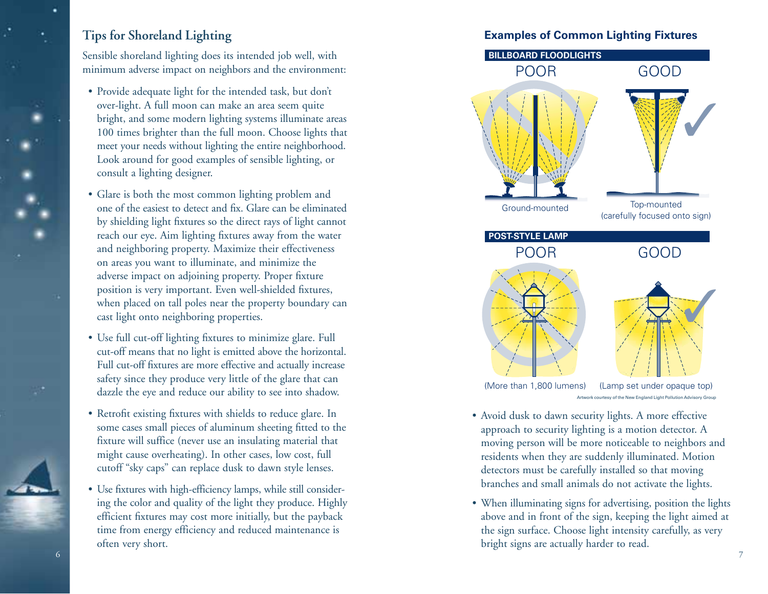## Tips for Shoreland Lighting

Sensible shoreland lighting does its intended job well, with minimum adverse impact on neighbors and the environment:

- Provide adequate light for the intended task, but don't over-light. A full moon can make an area seem quite bright, and some modern lighting systems illuminate areas 100 times brighter than the full moon. Choose lights that meet your needs without lighting the entire neighborhood. Look around for good examples of sensible lighting, or consult a lighting designer.
- Glare is both the most common lighting problem and one of the easiest to detect and fix. Glare can be eliminated by shielding light fixtures so the direct rays of light cannot reach our eye. Aim lighting fixtures away from the water and neighboring property. Maximize their effectiveness on areas you want to illuminate, and minimize the adverse impact on adjoining property. Proper fixture position is very important. Even well-shielded fixtures, when placed on tall poles near the property boundary can cast light onto neighboring properties.
- Use full cut-off lighting fixtures to minimize glare. Full cut-off means that no light is emitted above the horizontal. Full cut-off fixtures are more effective and actually increase safety since they produce very little of the glare that can dazzle the eye and reduce our ability to see into shadow.
- Retrofit existing fixtures with shields to reduce glare. In some cases small pieces of aluminum sheeting fitted to the fixture will suffice (never use an insulating material that might cause overheating). In other cases, low cost, full cutoff "sky caps" can replace dusk to dawn style lenses.
- Use fixtures with high-efficiency lamps, while still considering the color and quality of the light they produce. Highly efficient fixtures may cost more initially, but the payback time from energy efficiency and reduced maintenance is often very short.

### Examples of Common Lighting Fixtures

**BILLBOARD FLOODLIGHTS**

POOR — Ground-mounted

GOOD — Top-mounted (carefully focused onto sign)

**POST-STYLE LAMP**

POOR — (More than 1,800 lumens)

GOOD — (Lamp set under opaque top)

Artwork courtesy of the New England Light Pollution Advisory Group

- Avoid dusk to dawn security lights. A more effective approach to security lighting is a motion detector. A moving person will be more noticeable to neighbors and residents when they are suddenly illuminated. Motion detectors must be carefully installed so that moving branches and small animals do not activate the lights.
- When illuminating signs for advertising, position the lights above and in front of the sign, keeping the light aimed at the sign surface. Choose light intensity carefully, as very bright signs are actually harder to read.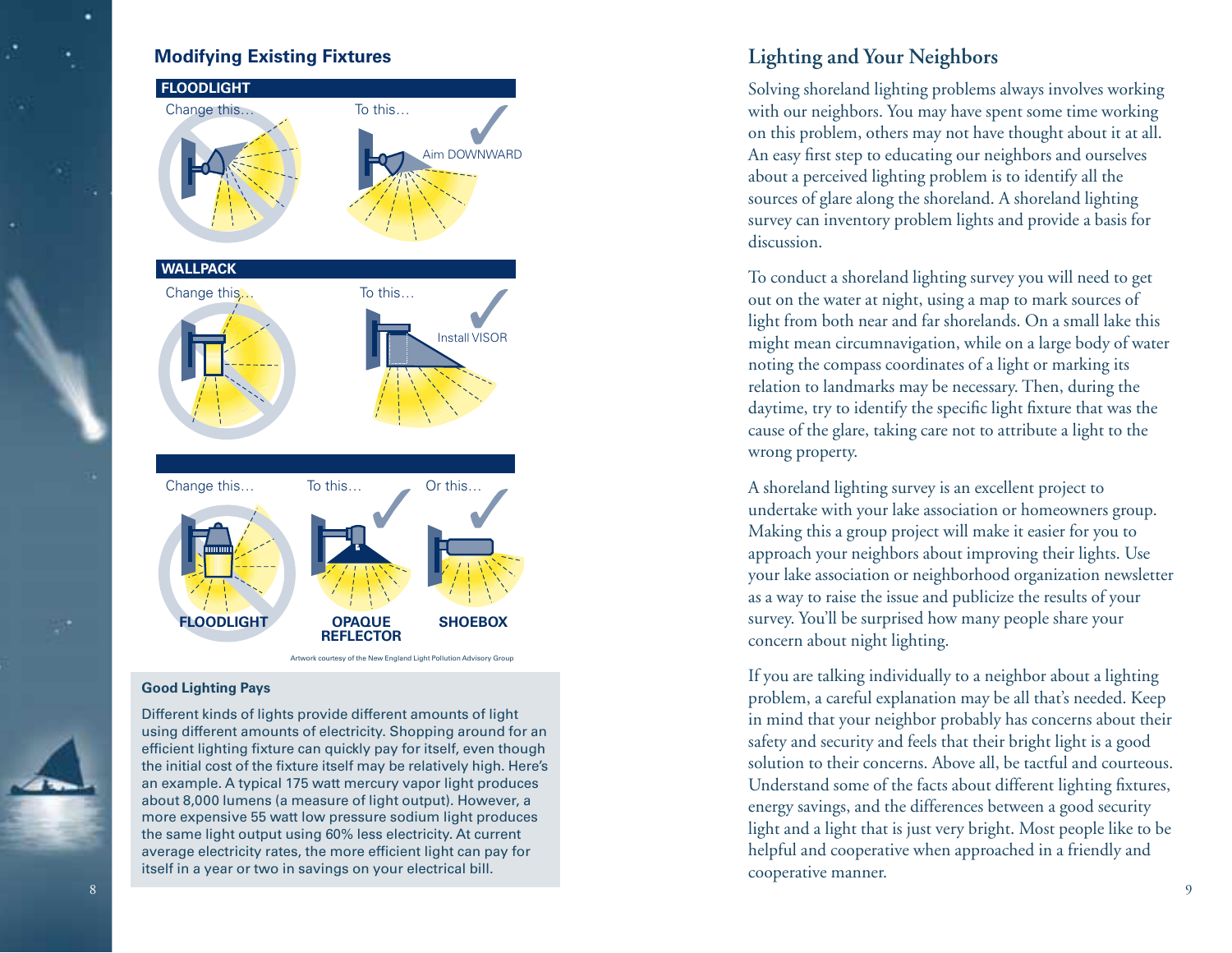## Modifying Existing Fixtures

**FLOODLIGHT**

Change this… To this… Aim DOWNWARD

**WALLPACK**

Change this… To this… Install VISOR

Change this… To this… Or this…

**FLOODLIGHT** **OPAQUE REFLECTOR** **SHOEBOX**

Artwork courtesy of the New England Light Pollution Advisory Group

### Good Lighting Pays

Different kinds of lights provide different amounts of light using different amounts of electricity. Shopping around for an efficient lighting fixture can quickly pay for itself, even though the initial cost of the fixture itself may be relatively high. Here's an example. A typical 175 watt mercury vapor light produces about 8,000 lumens (a measure of light output). However, a more expensive 55 watt low pressure sodium light produces the same light output using 60% less electricity. At current average electricity rates, the more efficient light can pay for itself in a year or two in savings on your electrical bill.

## Lighting and Your Neighbors

Solving shoreland lighting problems always involves working with our neighbors. You may have spent some time working on this problem, others may not have thought about it at all. An easy first step to educating our neighbors and ourselves about a perceived lighting problem is to identify all the sources of glare along the shoreland. A shoreland lighting survey can inventory problem lights and provide a basis for discussion.

To conduct a shoreland lighting survey you will need to get out on the water at night, using a map to mark sources of light from both near and far shorelands. On a small lake this might mean circumnavigation, while on a large body of water noting the compass coordinates of a light or marking its relation to landmarks may be necessary. Then, during the daytime, try to identify the specific light fixture that was the cause of the glare, taking care not to attribute a light to the wrong property.

A shoreland lighting survey is an excellent project to undertake with your lake association or homeowners group. Making this a group project will make it easier for you to approach your neighbors about improving their lights. Use your lake association or neighborhood organization newsletter as a way to raise the issue and publicize the results of your survey. You'll be surprised how many people share your concern about night lighting.

If you are talking individually to a neighbor about a lighting problem, a careful explanation may be all that's needed. Keep in mind that your neighbor probably has concerns about their safety and security and feels that their bright light is a good solution to their concerns. Above all, be tactful and courteous. Understand some of the facts about different lighting fixtures, energy savings, and the differences between a good security light and a light that is just very bright. Most people like to be helpful and cooperative when approached in a friendly and cooperative manner.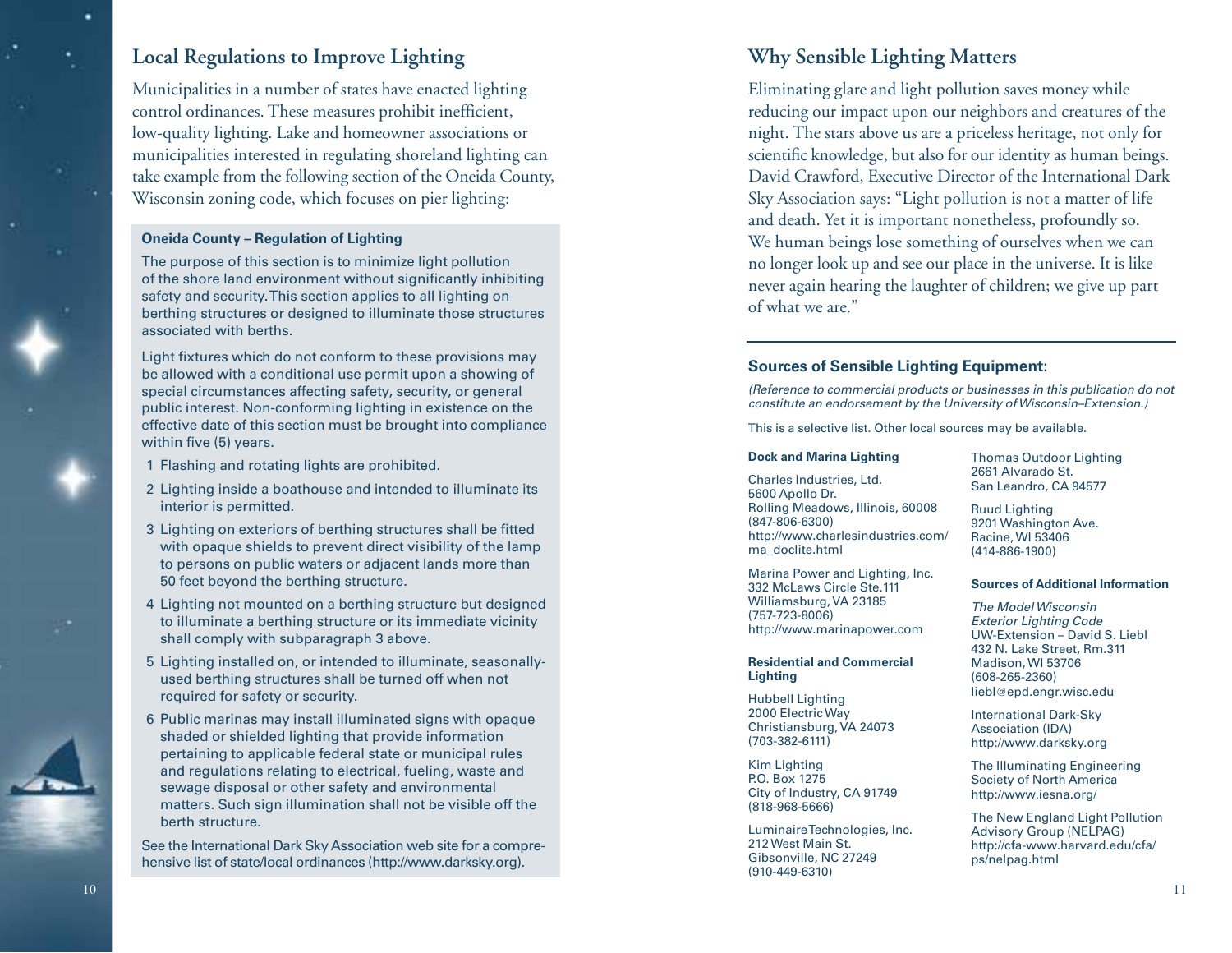## Local Regulations to Improve Lighting

Municipalities in a number of states have enacted lighting control ordinances. These measures prohibit inefficient, low-quality lighting. Lake and homeowner associations or municipalities interested in regulating shoreland lighting can take example from the following section of the Oneida County, Wisconsin zoning code, which focuses on pier lighting:

**Oneida County – Regulation of Lighting**

The purpose of this section is to minimize light pollution of the shore land environment without significantly inhibiting safety and security. This section applies to all lighting on berthing structures or designed to illuminate those structures associated with berths.

Light fixtures which do not conform to these provisions may be allowed with a conditional use permit upon a showing of special circumstances affecting safety, security, or general public interest. Non-conforming lighting in existence on the effective date of this section must be brought into compliance within five (5) years.

1. Flashing and rotating lights are prohibited.
2. Lighting inside a boathouse and intended to illuminate its interior is permitted.
3. Lighting on exteriors of berthing structures shall be fitted with opaque shields to prevent direct visibility of the lamp to persons on public waters or adjacent lands more than 50 feet beyond the berthing structure.
4. Lighting not mounted on a berthing structure but designed to illuminate a berthing structure or its immediate vicinity shall comply with subparagraph 3 above.
5. Lighting installed on, or intended to illuminate, seasonally-used berthing structures shall be turned off when not required for safety or security.
6. Public marinas may install illuminated signs with opaque shaded or shielded lighting that provide information pertaining to applicable federal state or municipal rules and regulations relating to electrical, fueling, waste and sewage disposal or other safety and environmental matters. Such sign illumination shall not be visible off the berth structure.

See the International Dark Sky Association web site for a comprehensive list of state/local ordinances (http://www.darksky.org).

## Why Sensible Lighting Matters

Eliminating glare and light pollution saves money while reducing our impact upon our neighbors and creatures of the night. The stars above us are a priceless heritage, not only for scientific knowledge, but also for our identity as human beings. David Crawford, Executive Director of the International Dark Sky Association says: "Light pollution is not a matter of life and death. Yet it is important nonetheless, profoundly so. We human beings lose something of ourselves when we can no longer look up and see our place in the universe. It is like never again hearing the laughter of children; we give up part of what we are."

### Sources of Sensible Lighting Equipment:

*(Reference to commercial products or businesses in this publication do not constitute an endorsement by the University of Wisconsin–Extension.)*

This is a selective list. Other local sources may be available.

**Dock and Marina Lighting**

Charles Industries, Ltd.
5600 Apollo Dr.
Rolling Meadows, Illinois, 60008
(847-806-6300)
http://www.charlesindustries.com/ma_doclite.html

Marina Power and Lighting, Inc.
332 McLaws Circle Ste.111
Williamsburg, VA 23185
(757-723-8006)
http://www.marinapower.com

**Residential and Commercial Lighting**

Hubbell Lighting
2000 Electric Way
Christiansburg, VA 24073
(703-382-6111)

Kim Lighting
P.O. Box 1275
City of Industry, CA 91749
(818-968-5666)

Luminaire Technologies, Inc.
212 West Main St.
Gibsonville, NC 27249
(910-449-6310)

Thomas Outdoor Lighting
2661 Alvarado St.
San Leandro, CA 94577

Ruud Lighting
9201 Washington Ave.
Racine, WI 53406
(414-886-1900)

**Sources of Additional Information**

*The Model Wisconsin Exterior Lighting Code*
UW-Extension – David S. Liebl
432 N. Lake Street, Rm.311
Madison, WI 53706
(608-265-2360)
liebl@epd.engr.wisc.edu

International Dark-Sky Association (IDA)
http://www.darksky.org

The Illuminating Engineering Society of North America
http://www.iesna.org/

The New England Light Pollution Advisory Group (NELPAG)
http://cfa-www.harvard.edu/cfa/ps/nelpag.html